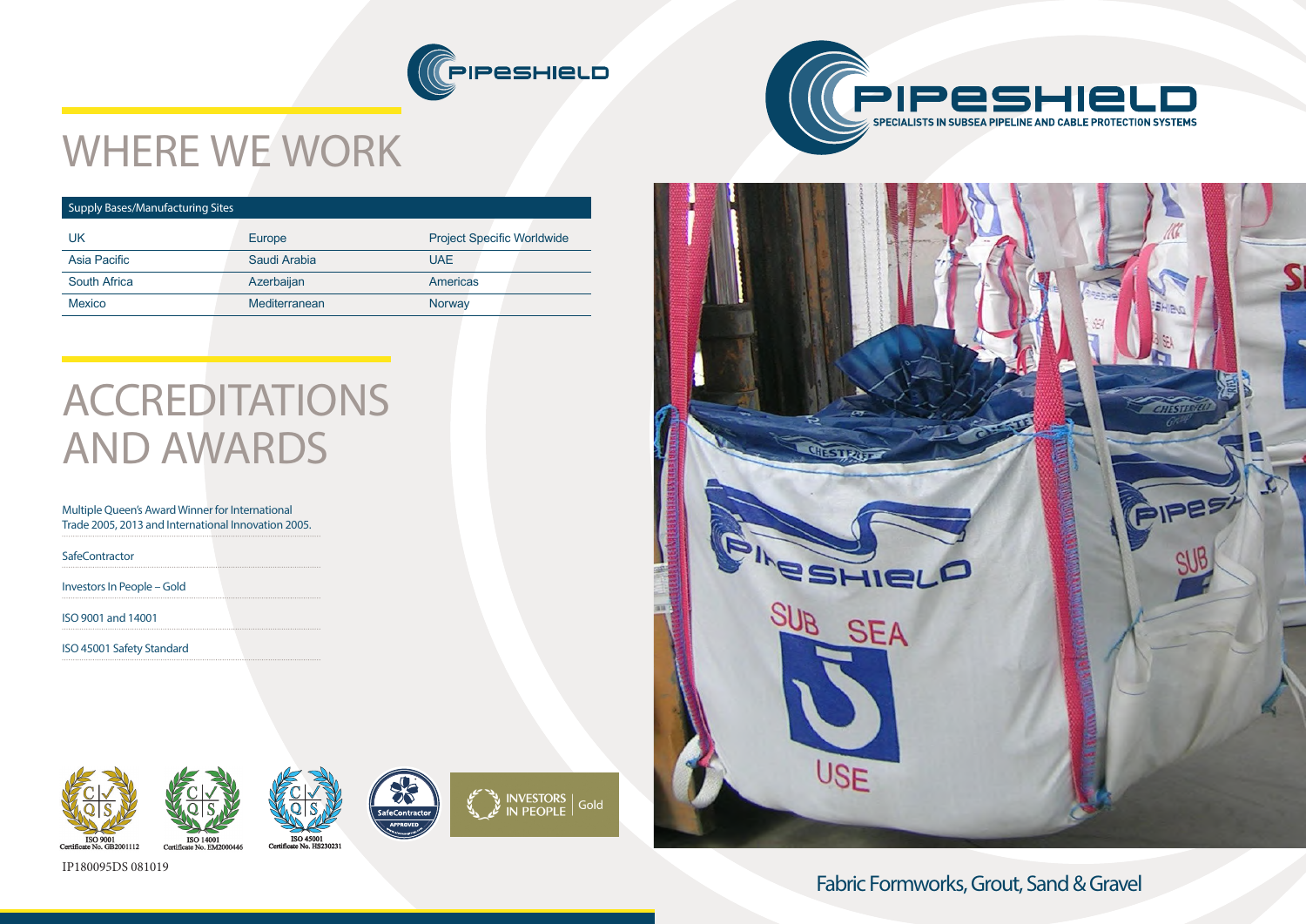# WHERE WE WORK

| Supply Bases/Manufacturing Sites | | |
|---|---|---|
| UK | Europe | Project Specific Worldwide |
| Asia Pacific | Saudi Arabia | UAE |
| South Africa | Azerbaijan | Americas |
| Mexico | Mediterranean | Norway |

# ACCREDITATIONS AND AWARDS

Multiple Queen's Award Winner for International Trade 2005, 2013 and International Innovation 2005.

SafeContractor

Investors In People – Gold

ISO 9001 and 14001

ISO 45001 Safety Standard

ISO 9001 Certificate No. GB2001112

ISO 14001 Certificate No. EM2000446

ISO 45001 Certificate No. HS230231

IP180095DS 081019

# PIPESHIELD

SPECIALISTS IN SUBSEA PIPELINE AND CABLE PROTECTION SYSTEMS

Fabric Formworks, Grout, Sand & Gravel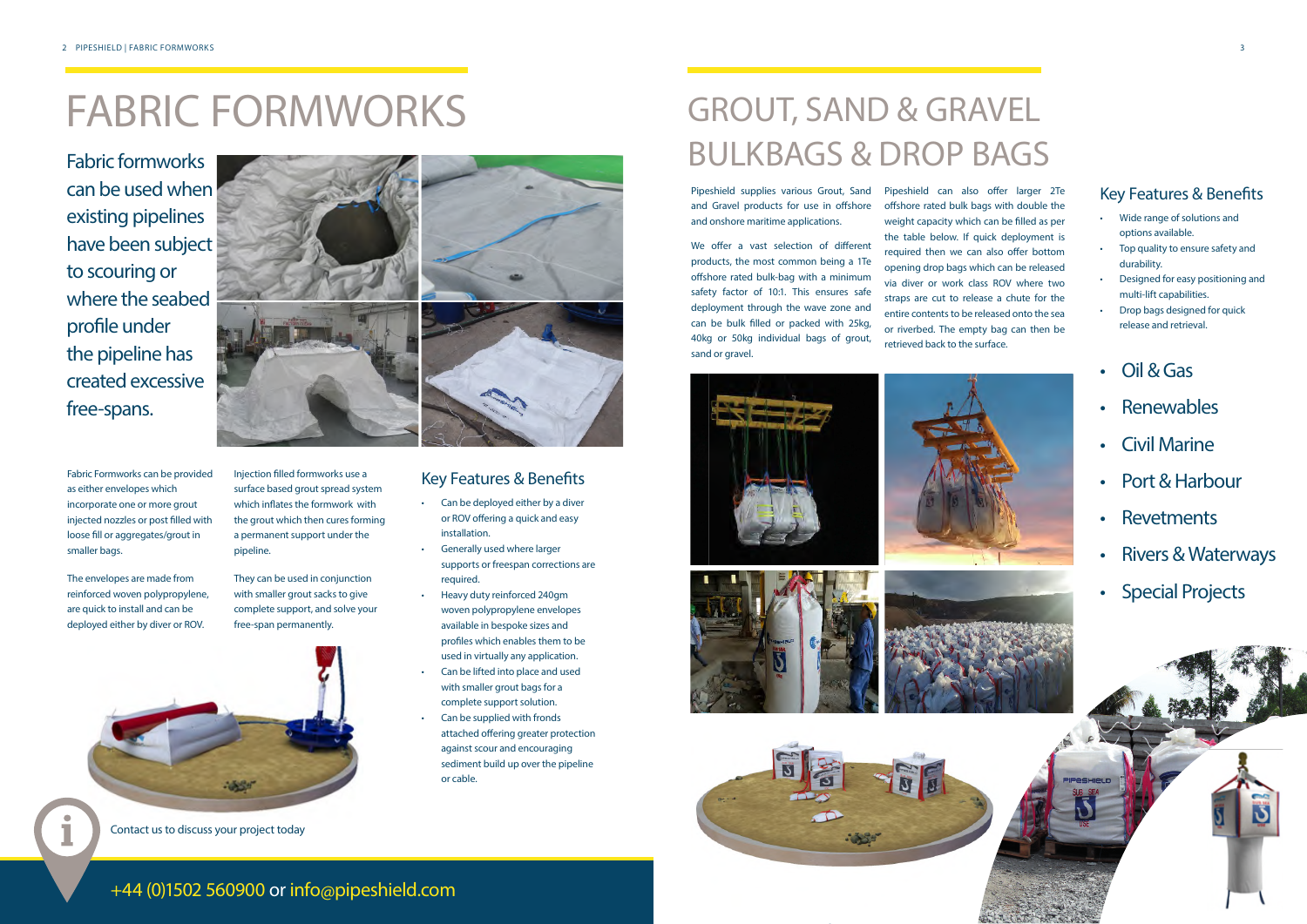# FABRIC FORMWORKS

Fabric formworks can be used when existing pipelines have been subject to scouring or where the seabed profile under the pipeline has created excessive free-spans.

Fabric Formworks can be provided as either envelopes which incorporate one or more grout injected nozzles or post filled with loose fill or aggregates/grout in smaller bags.

The envelopes are made from reinforced woven polypropylene, are quick to install and can be deployed either by diver or ROV.

Injection filled formworks use a surface based grout spread system which inflates the formwork with the grout which then cures forming a permanent support under the pipeline.

They can be used in conjunction with smaller grout sacks to give complete support, and solve your free-span permanently.

## Key Features & Benefits

- Can be deployed either by a diver or ROV offering a quick and easy installation.
- Generally used where larger supports or freespan corrections are required.
- Heavy duty reinforced 240gm woven polypropylene envelopes available in bespoke sizes and profiles which enables them to be used in virtually any application.
- Can be lifted into place and used with smaller grout bags for a complete support solution.
- Can be supplied with fronds attached offering greater protection against scour and encouraging sediment build up over the pipeline or cable.

Contact us to discuss your project today

+44 (0)1502 560900 or info@pipeshield.com

# GROUT, SAND & GRAVEL BULKBAGS & DROP BAGS

Pipeshield supplies various Grout, Sand and Gravel products for use in offshore and onshore maritime applications.

We offer a vast selection of different products, the most common being a 1Te offshore rated bulk-bag with a minimum safety factor of 10:1. This ensures safe deployment through the wave zone and can be bulk filled or packed with 25kg, 40kg or 50kg individual bags of grout, sand or gravel.

Pipeshield can also offer larger 2Te offshore rated bulk bags with double the weight capacity which can be filled as per the table below. If quick deployment is required then we can also offer bottom opening drop bags which can be released via diver or work class ROV where two straps are cut to release a chute for the entire contents to be released onto the sea or riverbed. The empty bag can then be retrieved back to the surface.

## Key Features & Benefits

- Wide range of solutions and options available.
- Top quality to ensure safety and durability.
- Designed for easy positioning and multi-lift capabilities.
- Drop bags designed for quick release and retrieval.

- Oil & Gas
- Renewables
- Civil Marine
- Port & Harbour
- Revetments
- Rivers & Waterways
- Special Projects